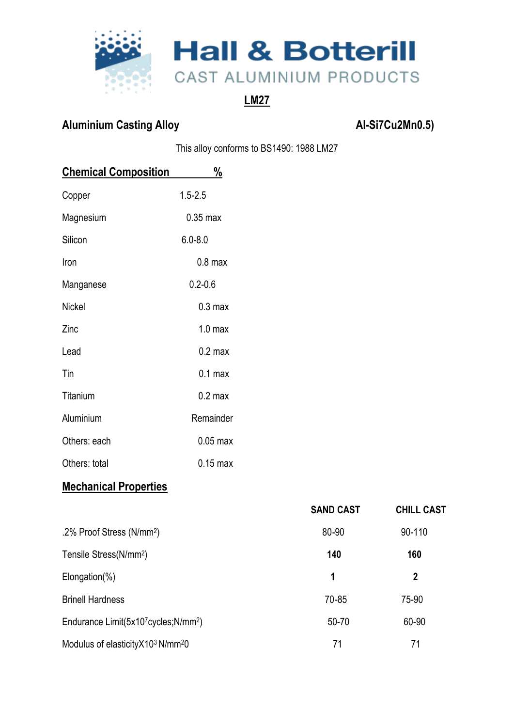# Hall & Botterill

CAST ALUMINIUM PRODUCTS

## LM27

**Aluminium Casting Alloy** **Al-Si7Cu2Mn0.5)**

This alloy conforms to BS1490: 1988 LM27

## Chemical Composition %

| Element | % |
|---|---|
| Copper | 1.5-2.5 |
| Magnesium | 0.35 max |
| Silicon | 6.0-8.0 |
| Iron | 0.8 max |
| Manganese | 0.2-0.6 |
| Nickel | 0.3 max |
| Zinc | 1.0 max |
| Lead | 0.2 max |
| Tin | 0.1 max |
| Titanium | 0.2 max |
| Aluminium | Remainder |
| Others: each | 0.05 max |
| Others: total | 0.15 max |

## Mechanical Properties

| | SAND CAST | CHILL CAST |
|---|---|---|
| .2% Proof Stress (N/mm$^2$) | 80-90 | 90-110 |
| Tensile Stress(N/mm$^2$) | **140** | **160** |
| Elongation(%) | **1** | **2** |
| Brinell Hardness | 70-85 | 75-90 |
| Endurance Limit(5x10$^7$cycles;N/mm$^2$) | 50-70 | 60-90 |
| Modulus of elasticityX10$^3$ N/mm$^2$0 | 71 | 71 |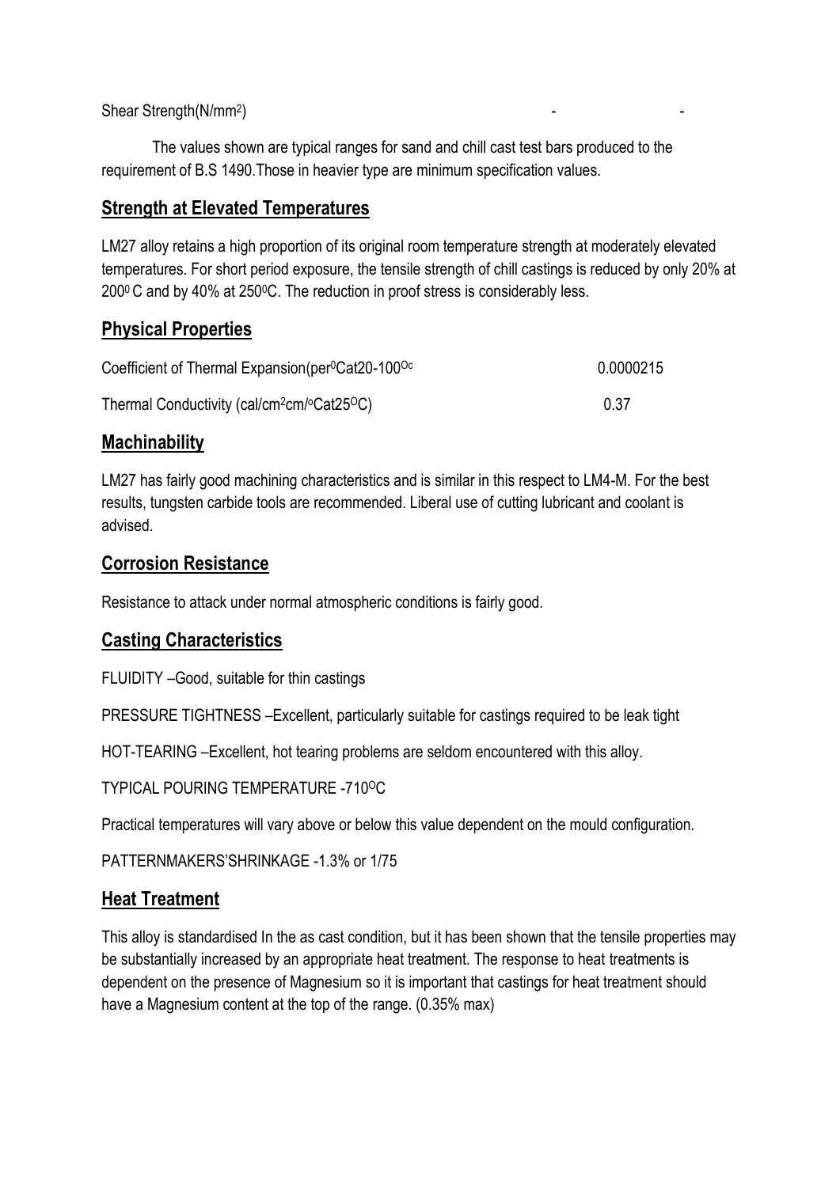| | | |
|---|---|---|
| Shear Strength(N/mm$^2$) | - | - |

The values shown are typical ranges for sand and chill cast test bars produced to the requirement of B.S 1490.Those in heavier type are minimum specification values.

## **Strength at Elevated Temperatures**

LM27 alloy retains a high proportion of its original room temperature strength at moderately elevated temperatures. For short period exposure, the tensile strength of chill castings is reduced by only 20% at 200$^0$ C and by 40% at 250$^0$C. The reduction in proof stress is considerably less.

## **Physical Properties**

| | |
|---|---|
| Coefficient of Thermal Expansion(per$^0$Cat20-100$^{Oc}$ | 0.0000215 |
| Thermal Conductivity (cal/cm$^2$cm/$^o$Cat25$^O$C) | 0.37 |

## **Machinability**

LM27 has fairly good machining characteristics and is similar in this respect to LM4-M. For the best results, tungsten carbide tools are recommended. Liberal use of cutting lubricant and coolant is advised.

## **Corrosion Resistance**

Resistance to attack under normal atmospheric conditions is fairly good.

## **Casting Characteristics**

FLUIDITY –Good, suitable for thin castings

PRESSURE TIGHTNESS –Excellent, particularly suitable for castings required to be leak tight

HOT-TEARING –Excellent, hot tearing problems are seldom encountered with this alloy.

TYPICAL POURING TEMPERATURE -710$^O$C

Practical temperatures will vary above or below this value dependent on the mould configuration.

PATTERNMAKERS'SHRINKAGE -1.3% or 1/75

## **Heat Treatment**

This alloy is standardised In the as cast condition, but it has been shown that the tensile properties may be substantially increased by an appropriate heat treatment. The response to heat treatments is dependent on the presence of Magnesium so it is important that castings for heat treatment should have a Magnesium content at the top of the range. (0.35% max)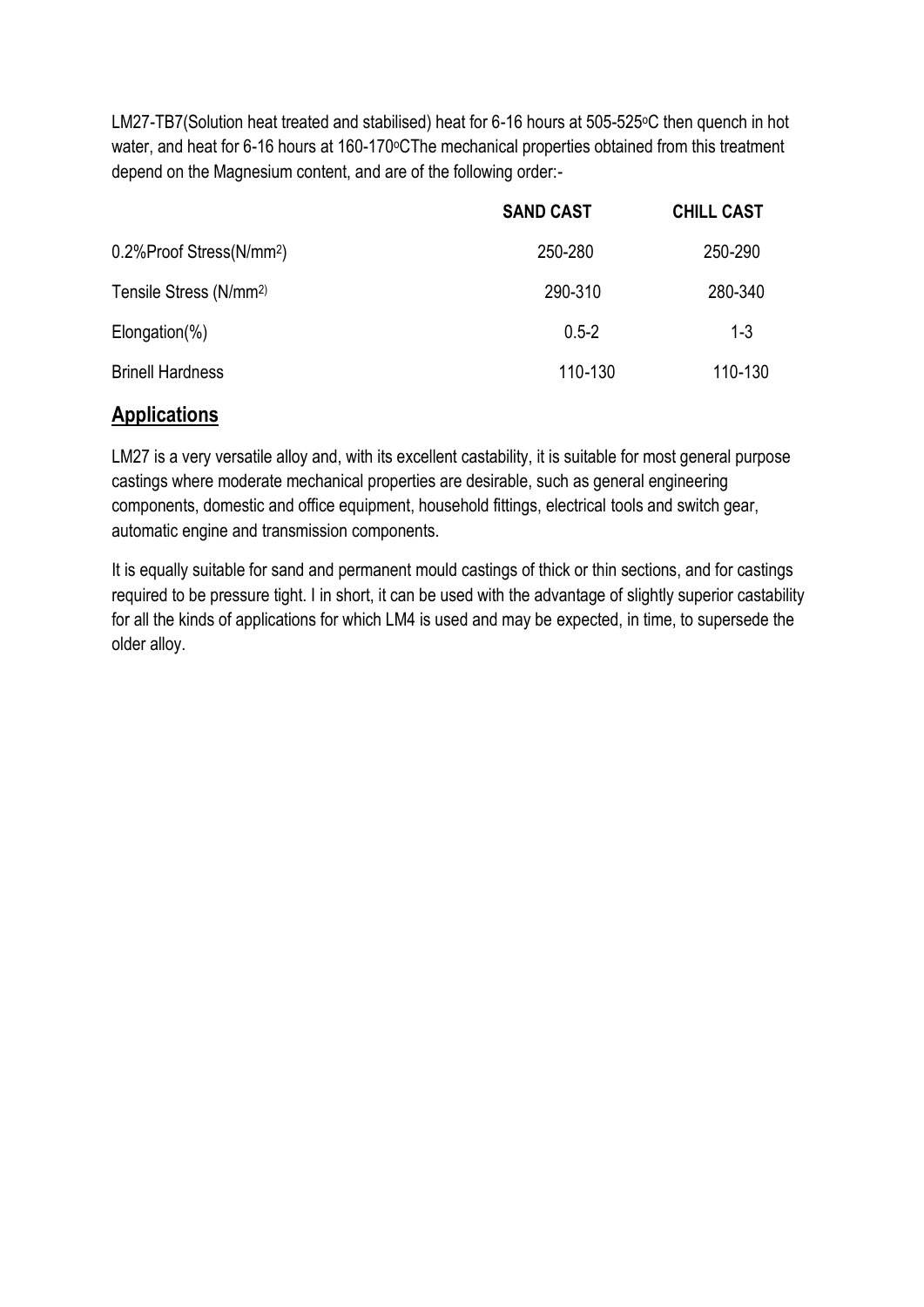LM27-TB7(Solution heat treated and stabilised) heat for 6-16 hours at 505-525°C then quench in hot water, and heat for 6-16 hours at 160-170°CThe mechanical properties obtained from this treatment depend on the Magnesium content, and are of the following order:-

| | **SAND CAST** | **CHILL CAST** |
|---|---|---|
| 0.2%Proof Stress(N/mm$^2$) | 250-280 | 250-290 |
| Tensile Stress (N/mm$^2$) | 290-310 | 280-340 |
| Elongation(%) | 0.5-2 | 1-3 |
| Brinell Hardness | 110-130 | 110-130 |

## Applications

LM27 is a very versatile alloy and, with its excellent castability, it is suitable for most general purpose castings where moderate mechanical properties are desirable, such as general engineering components, domestic and office equipment, household fittings, electrical tools and switch gear, automatic engine and transmission components.

It is equally suitable for sand and permanent mould castings of thick or thin sections, and for castings required to be pressure tight. I in short, it can be used with the advantage of slightly superior castability for all the kinds of applications for which LM4 is used and may be expected, in time, to supersede the older alloy.